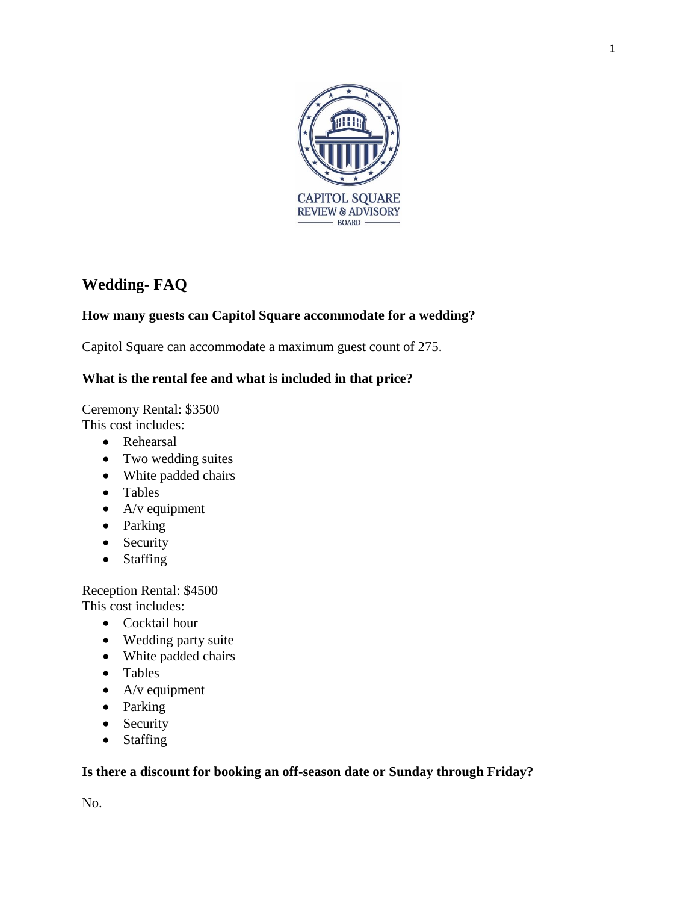CAPITOL SQUARE
REVIEW & ADVISORY
BOARD

# Wedding- FAQ

### How many guests can Capitol Square accommodate for a wedding?

Capitol Square can accommodate a maximum guest count of 275.

### What is the rental fee and what is included in that price?

Ceremony Rental: $3500
This cost includes:

- Rehearsal
- Two wedding suites
- White padded chairs
- Tables
- A/v equipment
- Parking
- Security
- Staffing

Reception Rental: $4500
This cost includes:

- Cocktail hour
- Wedding party suite
- White padded chairs
- Tables
- A/v equipment
- Parking
- Security
- Staffing

### Is there a discount for booking an off-season date or Sunday through Friday?

No.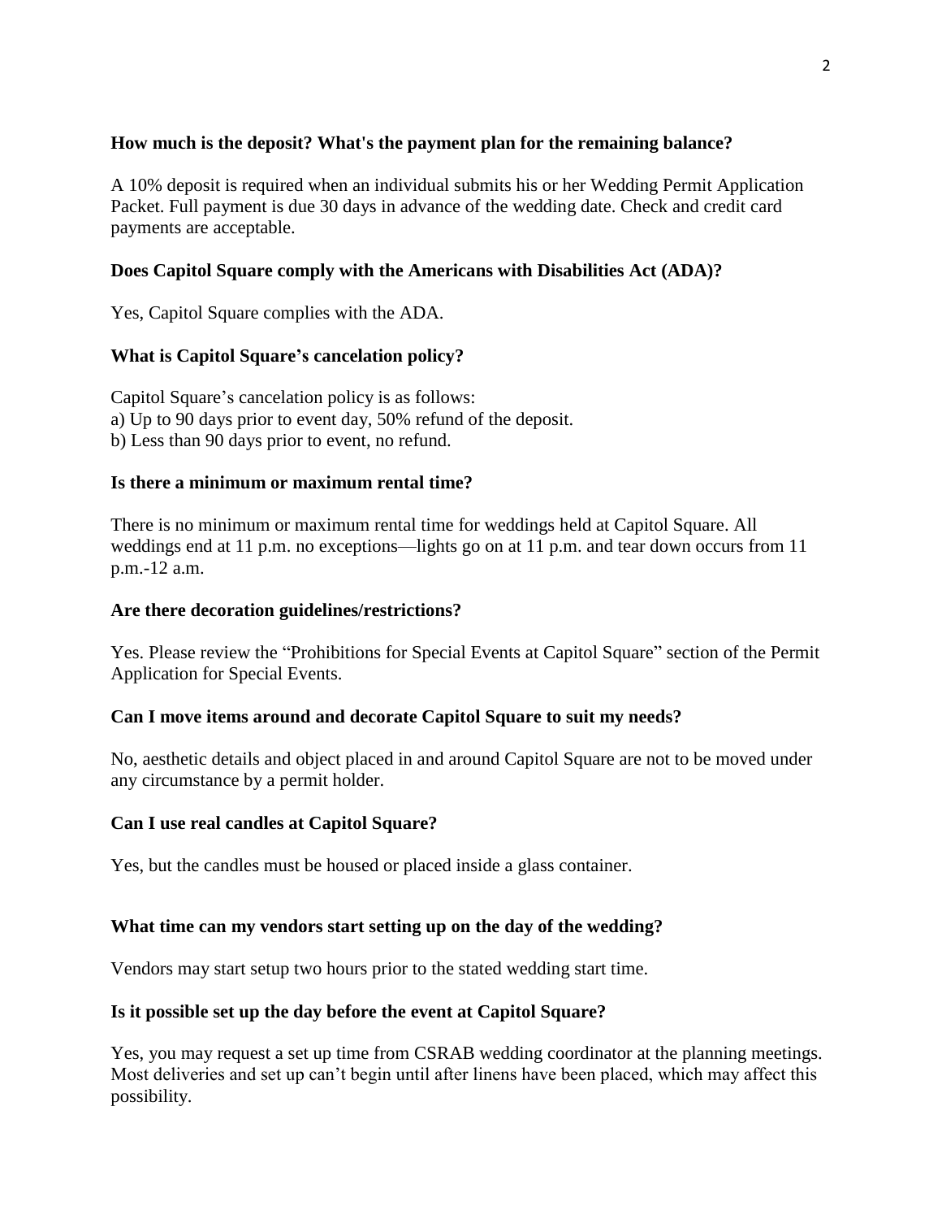**How much is the deposit? What's the payment plan for the remaining balance?**

A 10% deposit is required when an individual submits his or her Wedding Permit Application Packet. Full payment is due 30 days in advance of the wedding date. Check and credit card payments are acceptable.

**Does Capitol Square comply with the Americans with Disabilities Act (ADA)?**

Yes, Capitol Square complies with the ADA.

**What is Capitol Square's cancelation policy?**

Capitol Square's cancelation policy is as follows:
a) Up to 90 days prior to event day, 50% refund of the deposit.
b) Less than 90 days prior to event, no refund.

**Is there a minimum or maximum rental time?**

There is no minimum or maximum rental time for weddings held at Capitol Square. All weddings end at 11 p.m. no exceptions—lights go on at 11 p.m. and tear down occurs from 11 p.m.-12 a.m.

**Are there decoration guidelines/restrictions?**

Yes. Please review the "Prohibitions for Special Events at Capitol Square" section of the Permit Application for Special Events.

**Can I move items around and decorate Capitol Square to suit my needs?**

No, aesthetic details and object placed in and around Capitol Square are not to be moved under any circumstance by a permit holder.

**Can I use real candles at Capitol Square?**

Yes, but the candles must be housed or placed inside a glass container.

**What time can my vendors start setting up on the day of the wedding?**

Vendors may start setup two hours prior to the stated wedding start time.

**Is it possible set up the day before the event at Capitol Square?**

Yes, you may request a set up time from CSRAB wedding coordinator at the planning meetings. Most deliveries and set up can't begin until after linens have been placed, which may affect this possibility.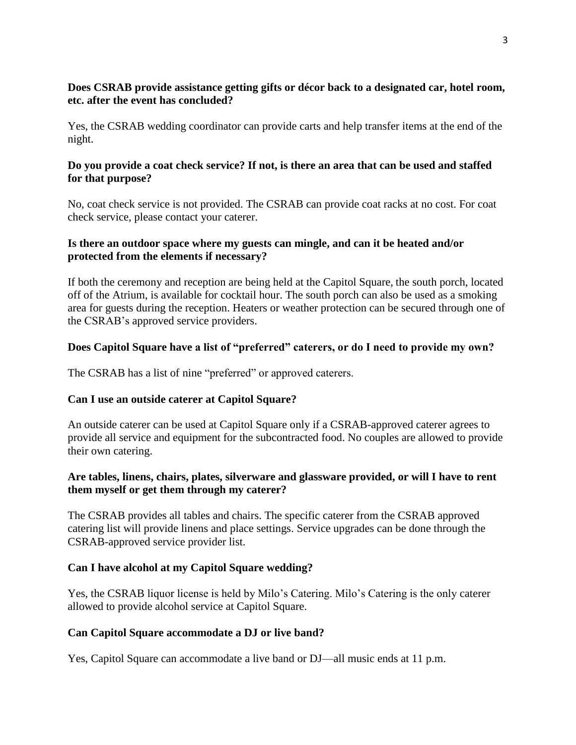**Does CSRAB provide assistance getting gifts or décor back to a designated car, hotel room, etc. after the event has concluded?**

Yes, the CSRAB wedding coordinator can provide carts and help transfer items at the end of the night.

**Do you provide a coat check service? If not, is there an area that can be used and staffed for that purpose?**

No, coat check service is not provided. The CSRAB can provide coat racks at no cost. For coat check service, please contact your caterer.

**Is there an outdoor space where my guests can mingle, and can it be heated and/or protected from the elements if necessary?**

If both the ceremony and reception are being held at the Capitol Square, the south porch, located off of the Atrium, is available for cocktail hour. The south porch can also be used as a smoking area for guests during the reception. Heaters or weather protection can be secured through one of the CSRAB's approved service providers.

**Does Capitol Square have a list of "preferred" caterers, or do I need to provide my own?**

The CSRAB has a list of nine "preferred" or approved caterers.

**Can I use an outside caterer at Capitol Square?**

An outside caterer can be used at Capitol Square only if a CSRAB-approved caterer agrees to provide all service and equipment for the subcontracted food. No couples are allowed to provide their own catering.

**Are tables, linens, chairs, plates, silverware and glassware provided, or will I have to rent them myself or get them through my caterer?**

The CSRAB provides all tables and chairs. The specific caterer from the CSRAB approved catering list will provide linens and place settings. Service upgrades can be done through the CSRAB-approved service provider list.

**Can I have alcohol at my Capitol Square wedding?**

Yes, the CSRAB liquor license is held by Milo's Catering. Milo's Catering is the only caterer allowed to provide alcohol service at Capitol Square.

**Can Capitol Square accommodate a DJ or live band?**

Yes, Capitol Square can accommodate a live band or DJ—all music ends at 11 p.m.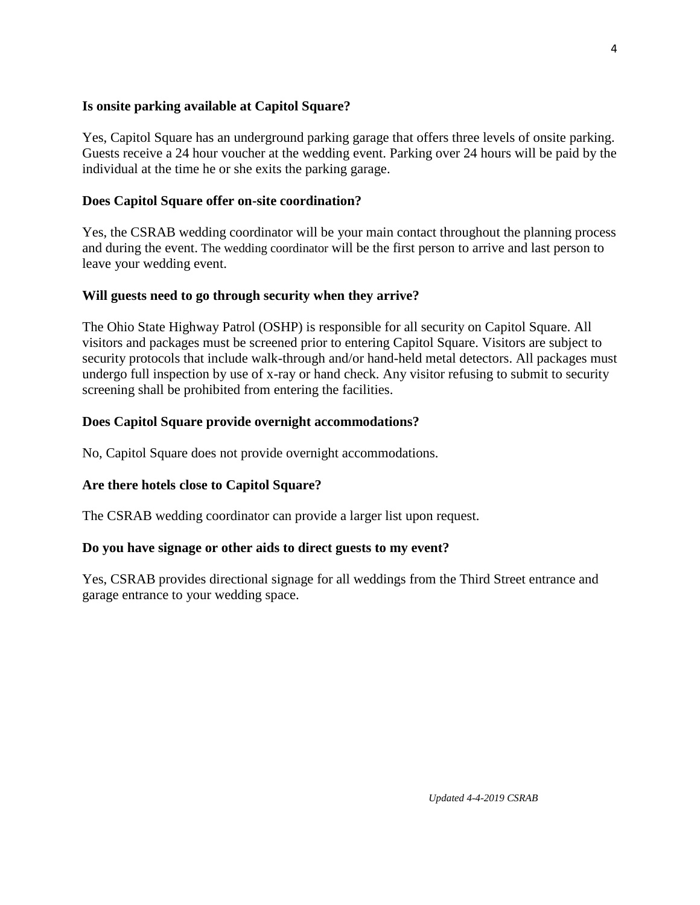**Is onsite parking available at Capitol Square?**

Yes, Capitol Square has an underground parking garage that offers three levels of onsite parking. Guests receive a 24 hour voucher at the wedding event. Parking over 24 hours will be paid by the individual at the time he or she exits the parking garage.

**Does Capitol Square offer on-site coordination?**

Yes, the CSRAB wedding coordinator will be your main contact throughout the planning process and during the event. The wedding coordinator will be the first person to arrive and last person to leave your wedding event.

**Will guests need to go through security when they arrive?**

The Ohio State Highway Patrol (OSHP) is responsible for all security on Capitol Square. All visitors and packages must be screened prior to entering Capitol Square. Visitors are subject to security protocols that include walk-through and/or hand-held metal detectors. All packages must undergo full inspection by use of x-ray or hand check. Any visitor refusing to submit to security screening shall be prohibited from entering the facilities.

**Does Capitol Square provide overnight accommodations?**

No, Capitol Square does not provide overnight accommodations.

**Are there hotels close to Capitol Square?**

The CSRAB wedding coordinator can provide a larger list upon request.

**Do you have signage or other aids to direct guests to my event?**

Yes, CSRAB provides directional signage for all weddings from the Third Street entrance and garage entrance to your wedding space.

*Updated 4-4-2019 CSRAB*